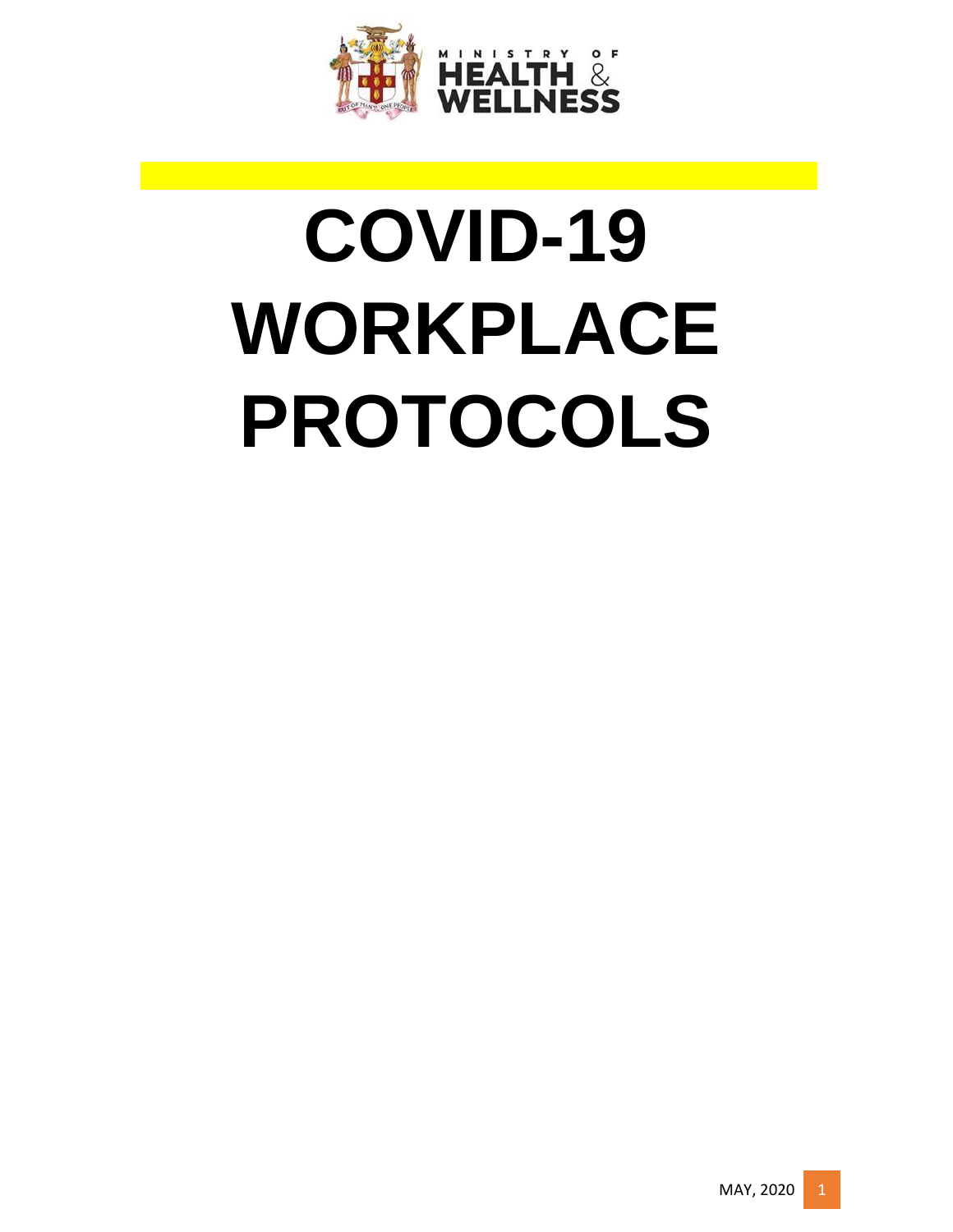MINISTRY OF HEALTH & WELLNESS

# COVID-19 WORKPLACE PROTOCOLS

MAY, 2020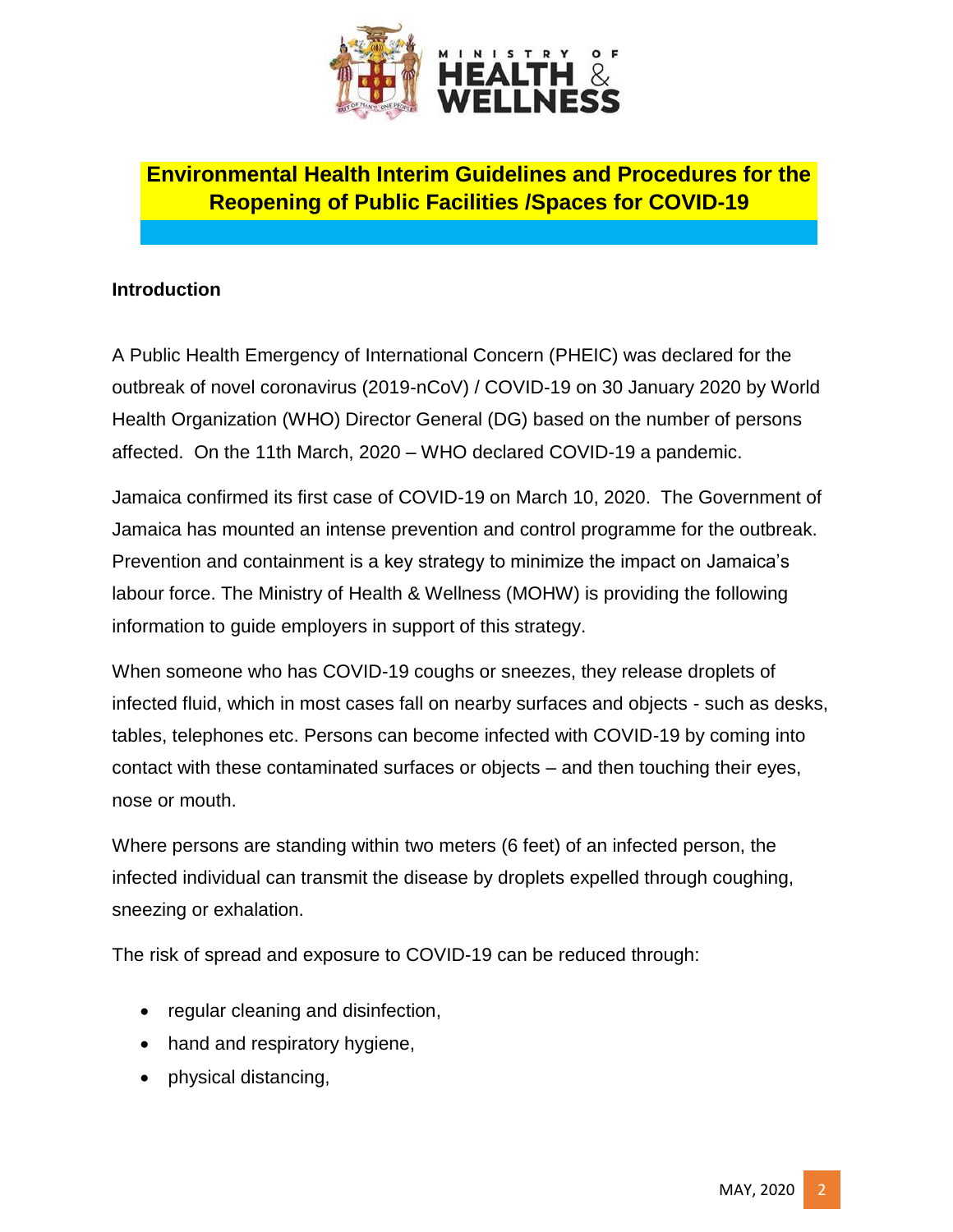# Environmental Health Interim Guidelines and Procedures for the Reopening of Public Facilities /Spaces for COVID-19

## Introduction

A Public Health Emergency of International Concern (PHEIC) was declared for the outbreak of novel coronavirus (2019-nCoV) / COVID-19 on 30 January 2020 by World Health Organization (WHO) Director General (DG) based on the number of persons affected. On the 11th March, 2020 – WHO declared COVID-19 a pandemic.

Jamaica confirmed its first case of COVID-19 on March 10, 2020. The Government of Jamaica has mounted an intense prevention and control programme for the outbreak. Prevention and containment is a key strategy to minimize the impact on Jamaica's labour force. The Ministry of Health & Wellness (MOHW) is providing the following information to guide employers in support of this strategy.

When someone who has COVID-19 coughs or sneezes, they release droplets of infected fluid, which in most cases fall on nearby surfaces and objects - such as desks, tables, telephones etc. Persons can become infected with COVID-19 by coming into contact with these contaminated surfaces or objects – and then touching their eyes, nose or mouth.

Where persons are standing within two meters (6 feet) of an infected person, the infected individual can transmit the disease by droplets expelled through coughing, sneezing or exhalation.

The risk of spread and exposure to COVID-19 can be reduced through:

- regular cleaning and disinfection,
- hand and respiratory hygiene,
- physical distancing,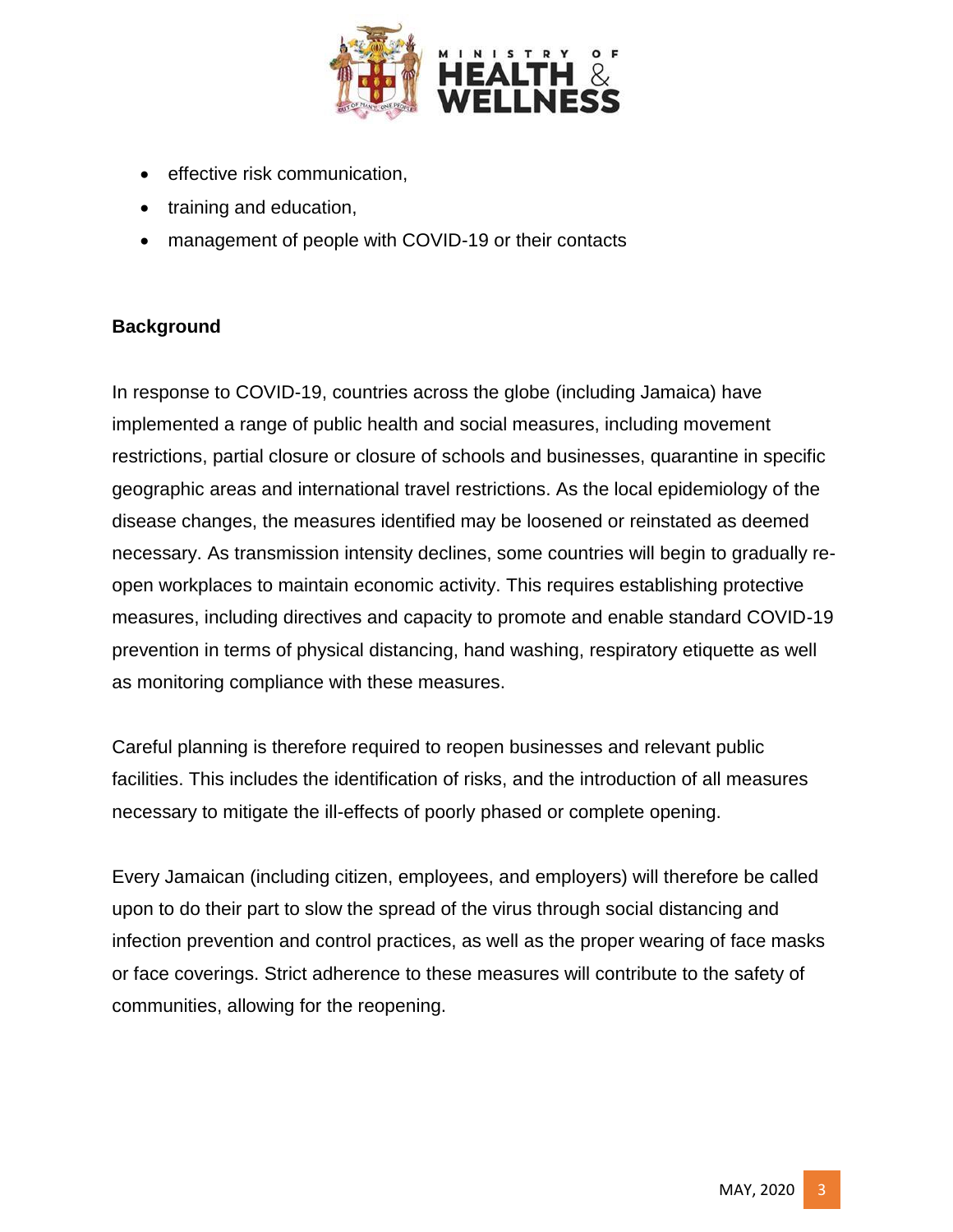- effective risk communication,
- training and education,
- management of people with COVID-19 or their contacts

**Background**

In response to COVID-19, countries across the globe (including Jamaica) have implemented a range of public health and social measures, including movement restrictions, partial closure or closure of schools and businesses, quarantine in specific geographic areas and international travel restrictions. As the local epidemiology of the disease changes, the measures identified may be loosened or reinstated as deemed necessary. As transmission intensity declines, some countries will begin to gradually re-open workplaces to maintain economic activity. This requires establishing protective measures, including directives and capacity to promote and enable standard COVID-19 prevention in terms of physical distancing, hand washing, respiratory etiquette as well as monitoring compliance with these measures.

Careful planning is therefore required to reopen businesses and relevant public facilities. This includes the identification of risks, and the introduction of all measures necessary to mitigate the ill-effects of poorly phased or complete opening.

Every Jamaican (including citizen, employees, and employers) will therefore be called upon to do their part to slow the spread of the virus through social distancing and infection prevention and control practices, as well as the proper wearing of face masks or face coverings. Strict adherence to these measures will contribute to the safety of communities, allowing for the reopening.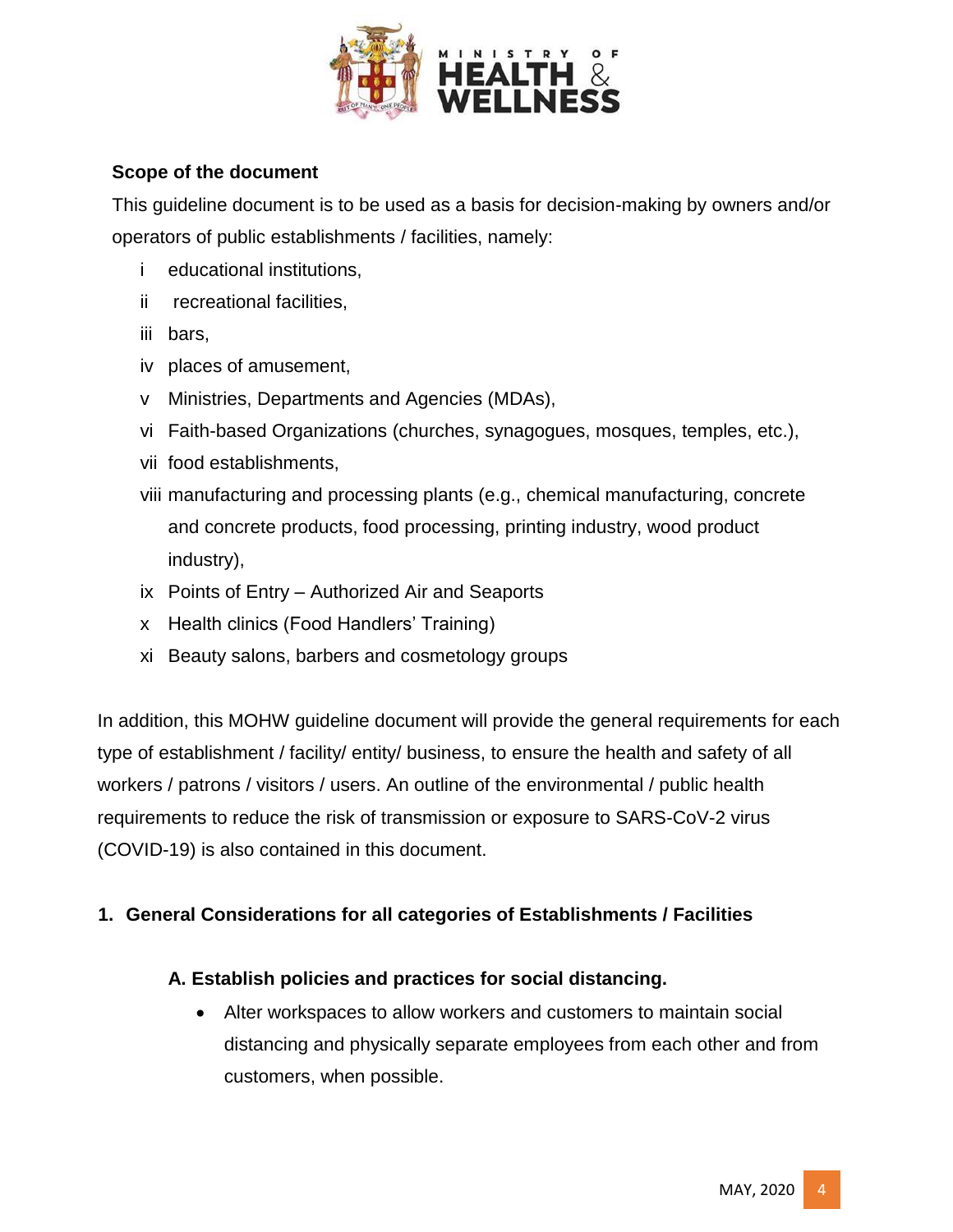**Scope of the document**

This guideline document is to be used as a basis for decision-making by owners and/or operators of public establishments / facilities, namely:

i educational institutions,

ii recreational facilities,

iii bars,

iv places of amusement,

v Ministries, Departments and Agencies (MDAs),

vi Faith-based Organizations (churches, synagogues, mosques, temples, etc.),

vii food establishments,

viii manufacturing and processing plants (e.g., chemical manufacturing, concrete and concrete products, food processing, printing industry, wood product industry),

ix Points of Entry – Authorized Air and Seaports

x Health clinics (Food Handlers' Training)

xi Beauty salons, barbers and cosmetology groups

In addition, this MOHW guideline document will provide the general requirements for each type of establishment / facility/ entity/ business, to ensure the health and safety of all workers / patrons / visitors / users. An outline of the environmental / public health requirements to reduce the risk of transmission or exposure to SARS-CoV-2 virus (COVID-19) is also contained in this document.

## 1. General Considerations for all categories of Establishments / Facilities

### A. Establish policies and practices for social distancing.

- Alter workspaces to allow workers and customers to maintain social distancing and physically separate employees from each other and from customers, when possible.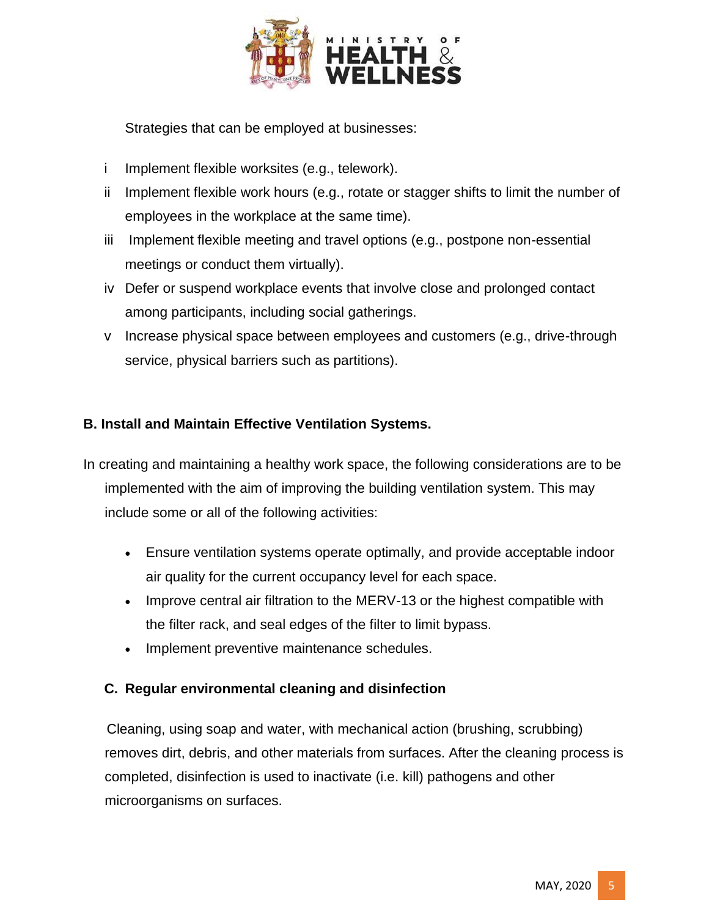Strategies that can be employed at businesses:

i. Implement flexible worksites (e.g., telework).
ii. Implement flexible work hours (e.g., rotate or stagger shifts to limit the number of employees in the workplace at the same time).
iii. Implement flexible meeting and travel options (e.g., postpone non-essential meetings or conduct them virtually).
iv. Defer or suspend workplace events that involve close and prolonged contact among participants, including social gatherings.
v. Increase physical space between employees and customers (e.g., drive-through service, physical barriers such as partitions).

**B. Install and Maintain Effective Ventilation Systems.**

In creating and maintaining a healthy work space, the following considerations are to be implemented with the aim of improving the building ventilation system. This may include some or all of the following activities:

- Ensure ventilation systems operate optimally, and provide acceptable indoor air quality for the current occupancy level for each space.
- Improve central air filtration to the MERV-13 or the highest compatible with the filter rack, and seal edges of the filter to limit bypass.
- Implement preventive maintenance schedules.

**C. Regular environmental cleaning and disinfection**

Cleaning, using soap and water, with mechanical action (brushing, scrubbing) removes dirt, debris, and other materials from surfaces. After the cleaning process is completed, disinfection is used to inactivate (i.e. kill) pathogens and other microorganisms on surfaces.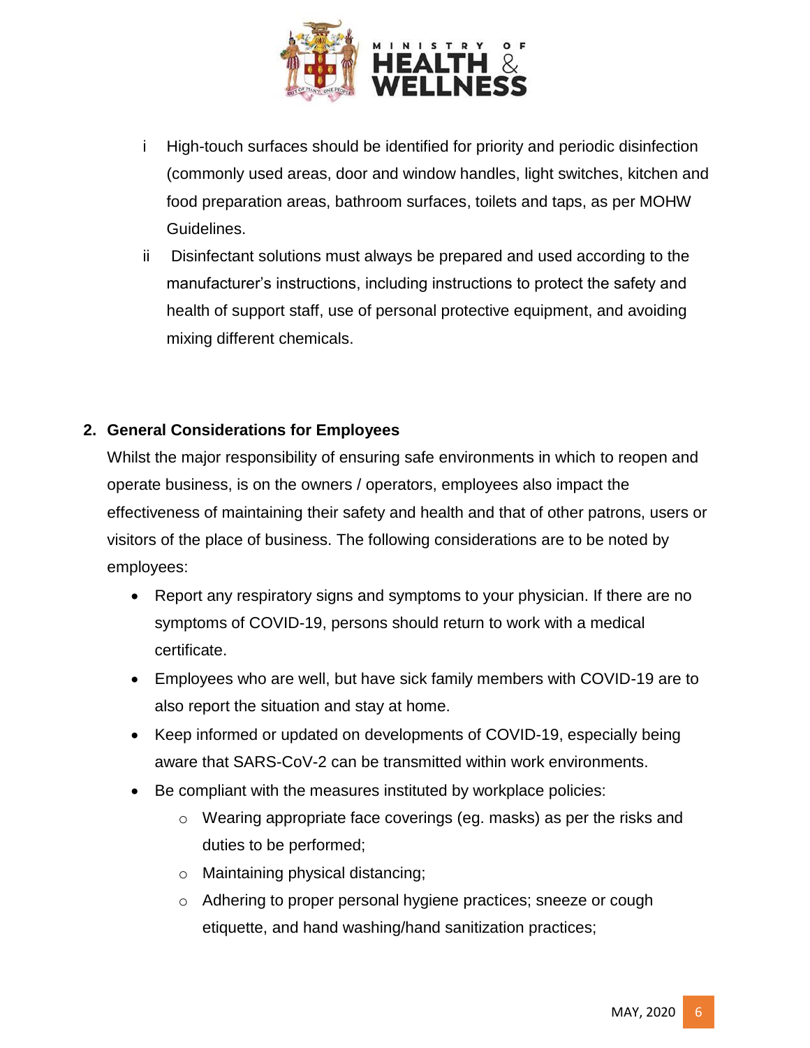i High-touch surfaces should be identified for priority and periodic disinfection (commonly used areas, door and window handles, light switches, kitchen and food preparation areas, bathroom surfaces, toilets and taps, as per MOHW Guidelines.

ii Disinfectant solutions must always be prepared and used according to the manufacturer's instructions, including instructions to protect the safety and health of support staff, use of personal protective equipment, and avoiding mixing different chemicals.

## 2. General Considerations for Employees

Whilst the major responsibility of ensuring safe environments in which to reopen and operate business, is on the owners / operators, employees also impact the effectiveness of maintaining their safety and health and that of other patrons, users or visitors of the place of business. The following considerations are to be noted by employees:

- Report any respiratory signs and symptoms to your physician. If there are no symptoms of COVID-19, persons should return to work with a medical certificate.
- Employees who are well, but have sick family members with COVID-19 are to also report the situation and stay at home.
- Keep informed or updated on developments of COVID-19, especially being aware that SARS-CoV-2 can be transmitted within work environments.
- Be compliant with the measures instituted by workplace policies:
  - Wearing appropriate face coverings (eg. masks) as per the risks and duties to be performed;
  - Maintaining physical distancing;
  - Adhering to proper personal hygiene practices; sneeze or cough etiquette, and hand washing/hand sanitization practices;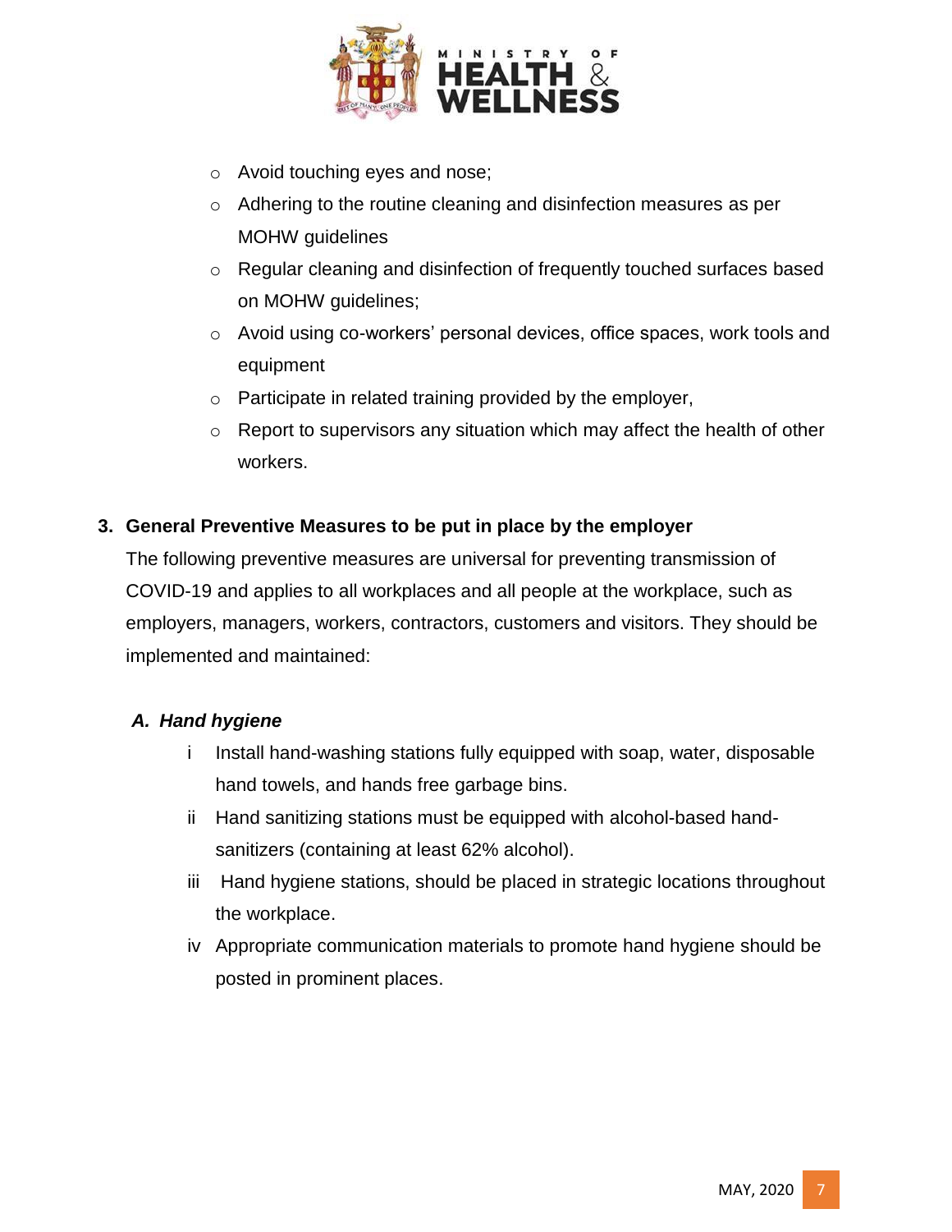- Avoid touching eyes and nose;
- Adhering to the routine cleaning and disinfection measures as per MOHW guidelines
- Regular cleaning and disinfection of frequently touched surfaces based on MOHW guidelines;
- Avoid using co-workers' personal devices, office spaces, work tools and equipment
- Participate in related training provided by the employer,
- Report to supervisors any situation which may affect the health of other workers.

## 3. General Preventive Measures to be put in place by the employer

The following preventive measures are universal for preventing transmission of COVID-19 and applies to all workplaces and all people at the workplace, such as employers, managers, workers, contractors, customers and visitors. They should be implemented and maintained:

### *A. Hand hygiene*

i Install hand-washing stations fully equipped with soap, water, disposable hand towels, and hands free garbage bins.

ii Hand sanitizing stations must be equipped with alcohol-based hand-sanitizers (containing at least 62% alcohol).

iii Hand hygiene stations, should be placed in strategic locations throughout the workplace.

iv Appropriate communication materials to promote hand hygiene should be posted in prominent places.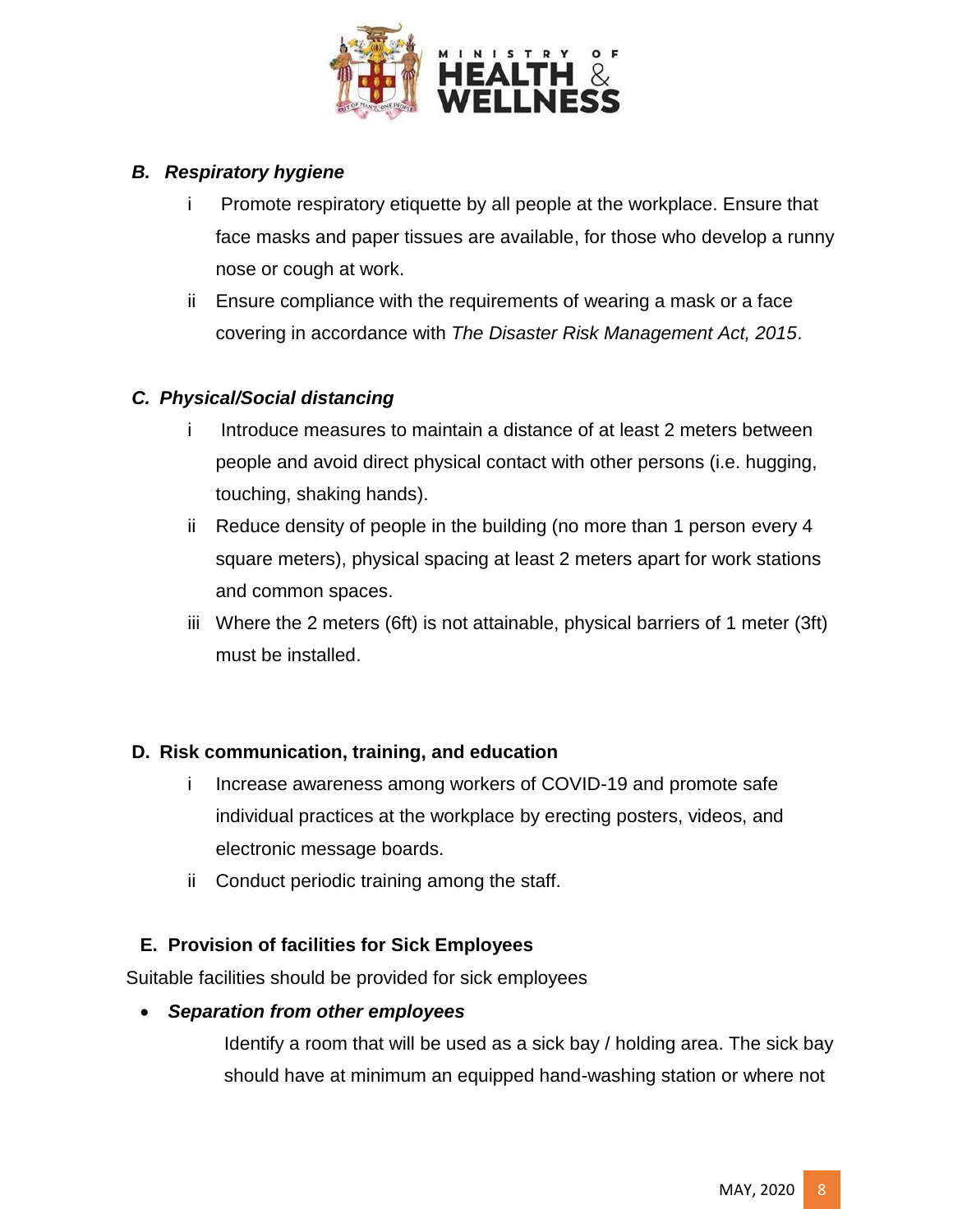### *B. Respiratory hygiene*

i Promote respiratory etiquette by all people at the workplace. Ensure that face masks and paper tissues are available, for those who develop a runny nose or cough at work.

ii Ensure compliance with the requirements of wearing a mask or a face covering in accordance with *The Disaster Risk Management Act, 2015*.

### *C. Physical/Social distancing*

i Introduce measures to maintain a distance of at least 2 meters between people and avoid direct physical contact with other persons (i.e. hugging, touching, shaking hands).

ii Reduce density of people in the building (no more than 1 person every 4 square meters), physical spacing at least 2 meters apart for work stations and common spaces.

iii Where the 2 meters (6ft) is not attainable, physical barriers of 1 meter (3ft) must be installed.

### D. Risk communication, training, and education

i Increase awareness among workers of COVID-19 and promote safe individual practices at the workplace by erecting posters, videos, and electronic message boards.

ii Conduct periodic training among the staff.

### E. Provision of facilities for Sick Employees

Suitable facilities should be provided for sick employees

- ***Separation from other employees***

  Identify a room that will be used as a sick bay / holding area. The sick bay should have at minimum an equipped hand-washing station or where not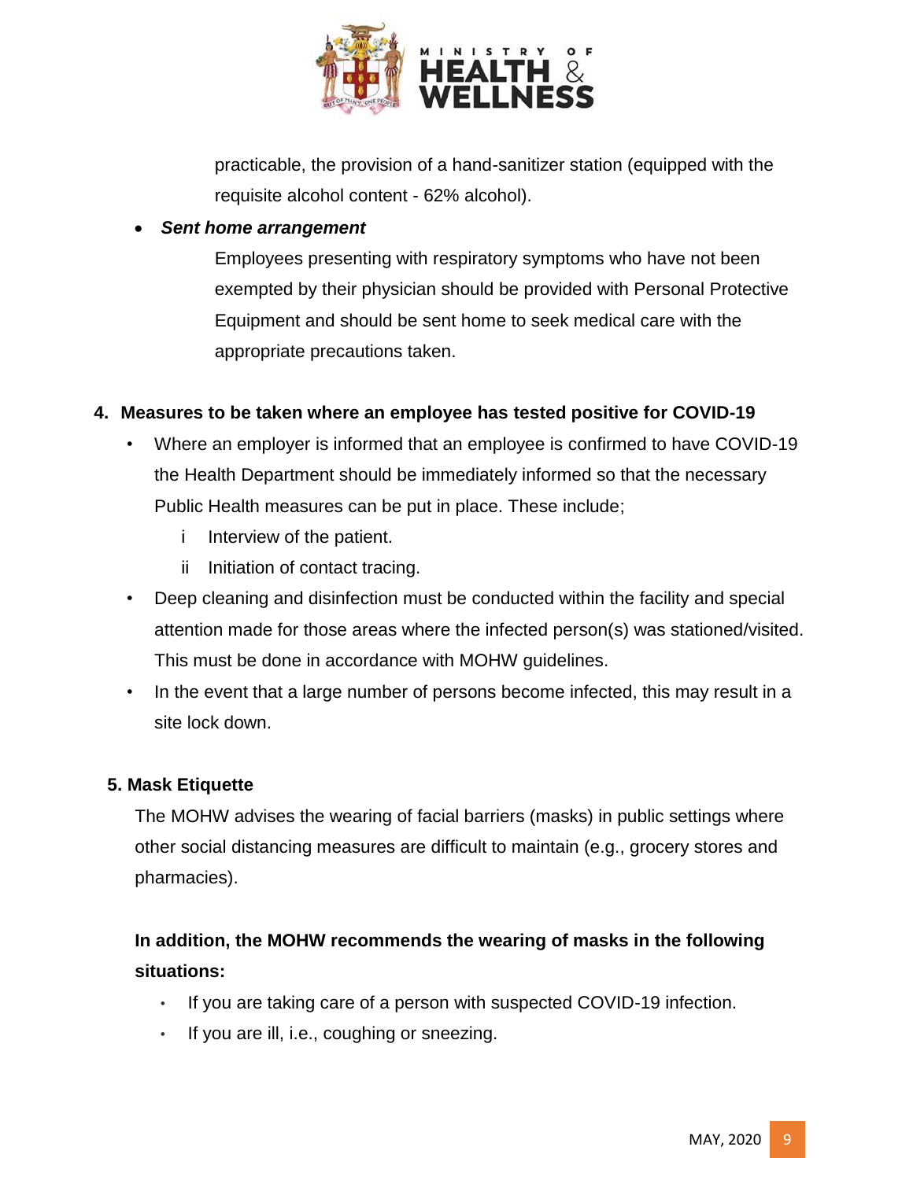practicable, the provision of a hand-sanitizer station (equipped with the requisite alcohol content - 62% alcohol).

- ***Sent home arrangement***

  Employees presenting with respiratory symptoms who have not been exempted by their physician should be provided with Personal Protective Equipment and should be sent home to seek medical care with the appropriate precautions taken.

## 4. Measures to be taken where an employee has tested positive for COVID-19

- Where an employer is informed that an employee is confirmed to have COVID-19 the Health Department should be immediately informed so that the necessary Public Health measures can be put in place. These include;
  - i Interview of the patient.
  - ii Initiation of contact tracing.
- Deep cleaning and disinfection must be conducted within the facility and special attention made for those areas where the infected person(s) was stationed/visited. This must be done in accordance with MOHW guidelines.
- In the event that a large number of persons become infected, this may result in a site lock down.

## 5. Mask Etiquette

The MOHW advises the wearing of facial barriers (masks) in public settings where other social distancing measures are difficult to maintain (e.g., grocery stores and pharmacies).

**In addition, the MOHW recommends the wearing of masks in the following situations:**

- If you are taking care of a person with suspected COVID-19 infection.
- If you are ill, i.e., coughing or sneezing.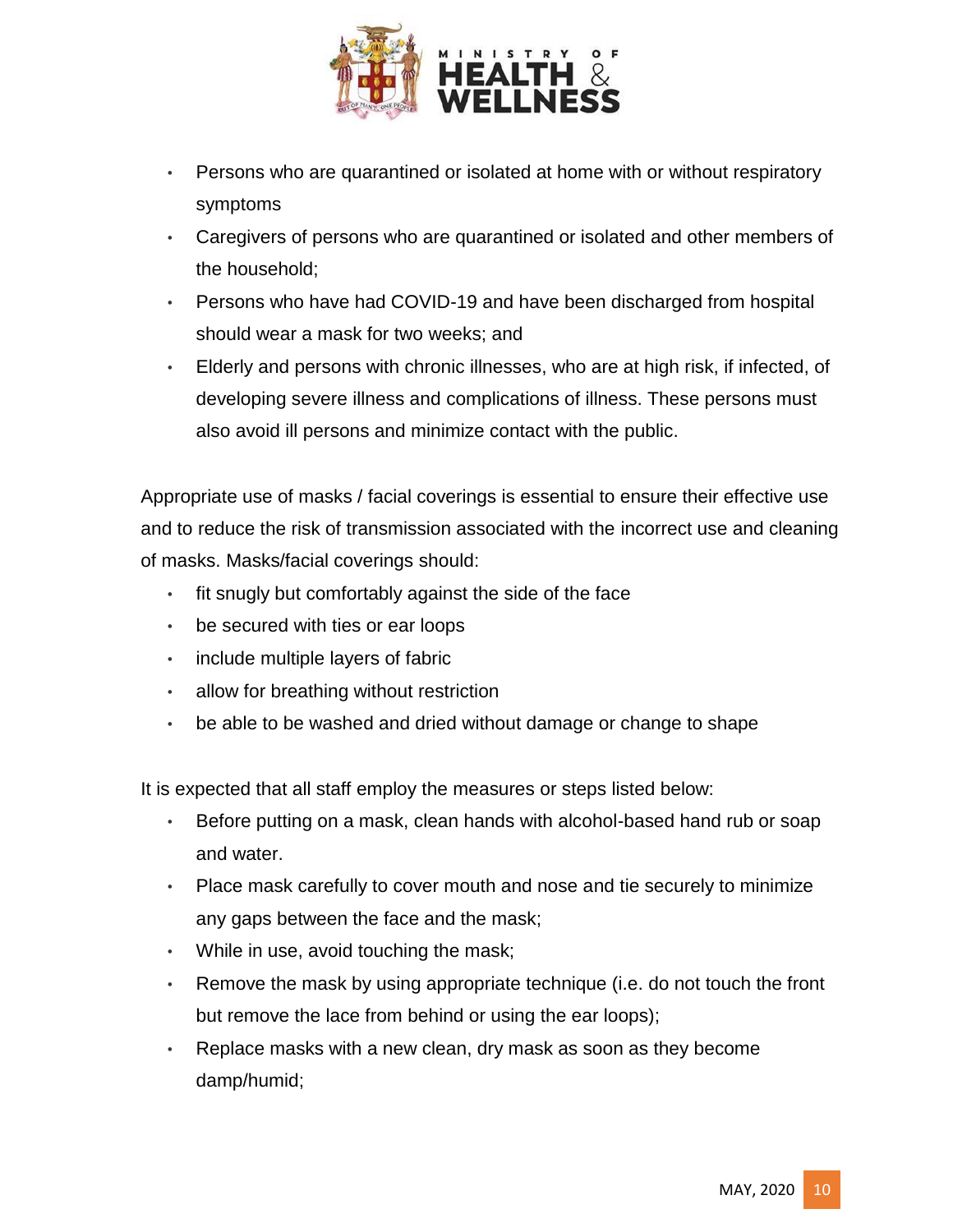- Persons who are quarantined or isolated at home with or without respiratory symptoms
- Caregivers of persons who are quarantined or isolated and other members of the household;
- Persons who have had COVID-19 and have been discharged from hospital should wear a mask for two weeks; and
- Elderly and persons with chronic illnesses, who are at high risk, if infected, of developing severe illness and complications of illness. These persons must also avoid ill persons and minimize contact with the public.

Appropriate use of masks / facial coverings is essential to ensure their effective use and to reduce the risk of transmission associated with the incorrect use and cleaning of masks. Masks/facial coverings should:

- fit snugly but comfortably against the side of the face
- be secured with ties or ear loops
- include multiple layers of fabric
- allow for breathing without restriction
- be able to be washed and dried without damage or change to shape

It is expected that all staff employ the measures or steps listed below:

- Before putting on a mask, clean hands with alcohol-based hand rub or soap and water.
- Place mask carefully to cover mouth and nose and tie securely to minimize any gaps between the face and the mask;
- While in use, avoid touching the mask;
- Remove the mask by using appropriate technique (i.e. do not touch the front but remove the lace from behind or using the ear loops);
- Replace masks with a new clean, dry mask as soon as they become damp/humid;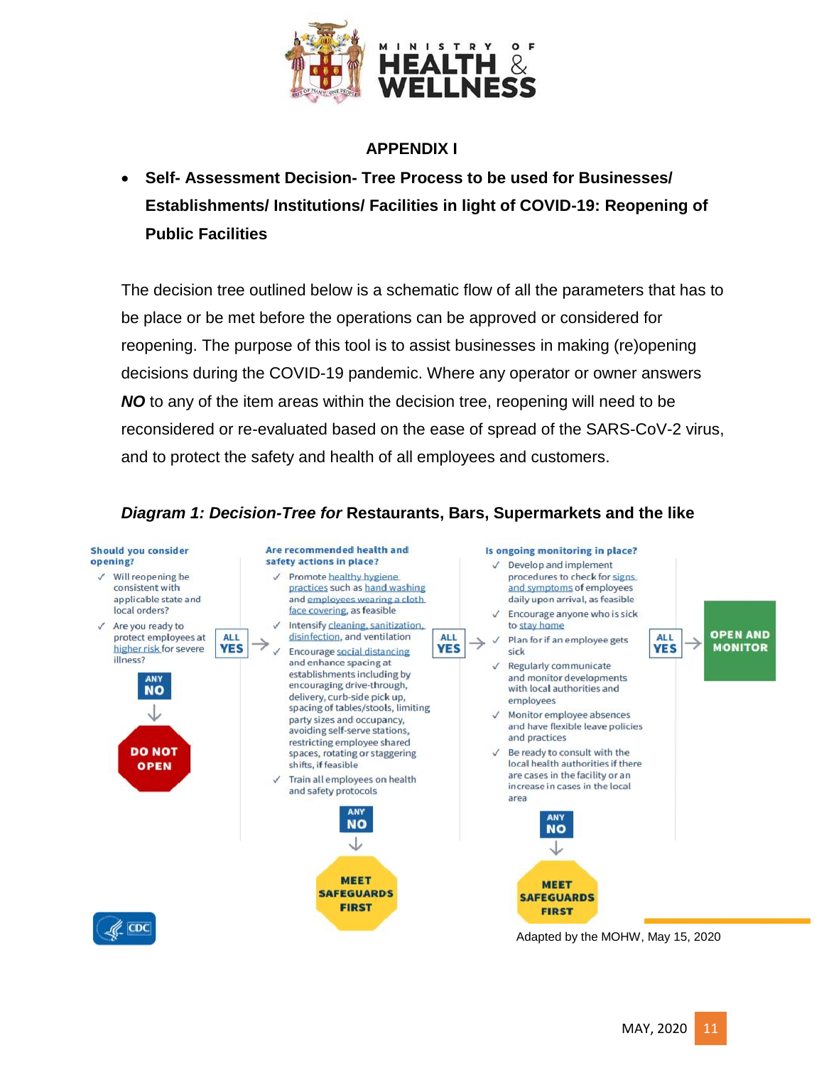## APPENDIX I

- **Self- Assessment Decision- Tree Process to be used for Businesses/ Establishments/ Institutions/ Facilities in light of COVID-19: Reopening of Public Facilities**

The decision tree outlined below is a schematic flow of all the parameters that has to be place or be met before the operations can be approved or considered for reopening. The purpose of this tool is to assist businesses in making (re)opening decisions during the COVID-19 pandemic. Where any operator or owner answers ***NO*** to any of the item areas within the decision tree, reopening will need to be reconsidered or re-evaluated based on the ease of spread of the SARS-CoV-2 virus, and to protect the safety and health of all employees and customers.

***Diagram 1: Decision-Tree for* Restaurants, Bars, Supermarkets and the like**

**Should you consider opening?**

- ✓ Will reopening be consistent with applicable state and local orders?
- ✓ Are you ready to protect employees at higher risk for severe illness?

ALL YES → next step. ANY NO → **DO NOT OPEN**

**Are recommended health and safety actions in place?**

- ✓ Promote healthy hygiene practices such as hand washing and employees wearing a cloth face covering, as feasible
- ✓ Intensify cleaning, sanitization, disinfection, and ventilation
- ✓ Encourage social distancing and enhance spacing at establishments including by encouraging drive-through, delivery, curb-side pick up, spacing of tables/stools, limiting party sizes and occupancy, avoiding self-serve stations, restricting employee shared spaces, rotating or staggering shifts, if feasible
- ✓ Train all employees on health and safety protocols

ALL YES → next step. ANY NO → **MEET SAFEGUARDS FIRST**

**Is ongoing monitoring in place?**

- ✓ Develop and implement procedures to check for signs and symptoms of employees daily upon arrival, as feasible
- ✓ Encourage anyone who is sick to stay home
- ✓ Plan for if an employee gets sick
- ✓ Regularly communicate and monitor developments with local authorities and employees
- ✓ Monitor employee absences and have flexible leave policies and practices
- ✓ Be ready to consult with the local health authorities if there are cases in the facility or an increase in cases in the local area

ALL YES → **OPEN AND MONITOR**. ANY NO → **MEET SAFEGUARDS FIRST**

CDC

Adapted by the MOHW, May 15, 2020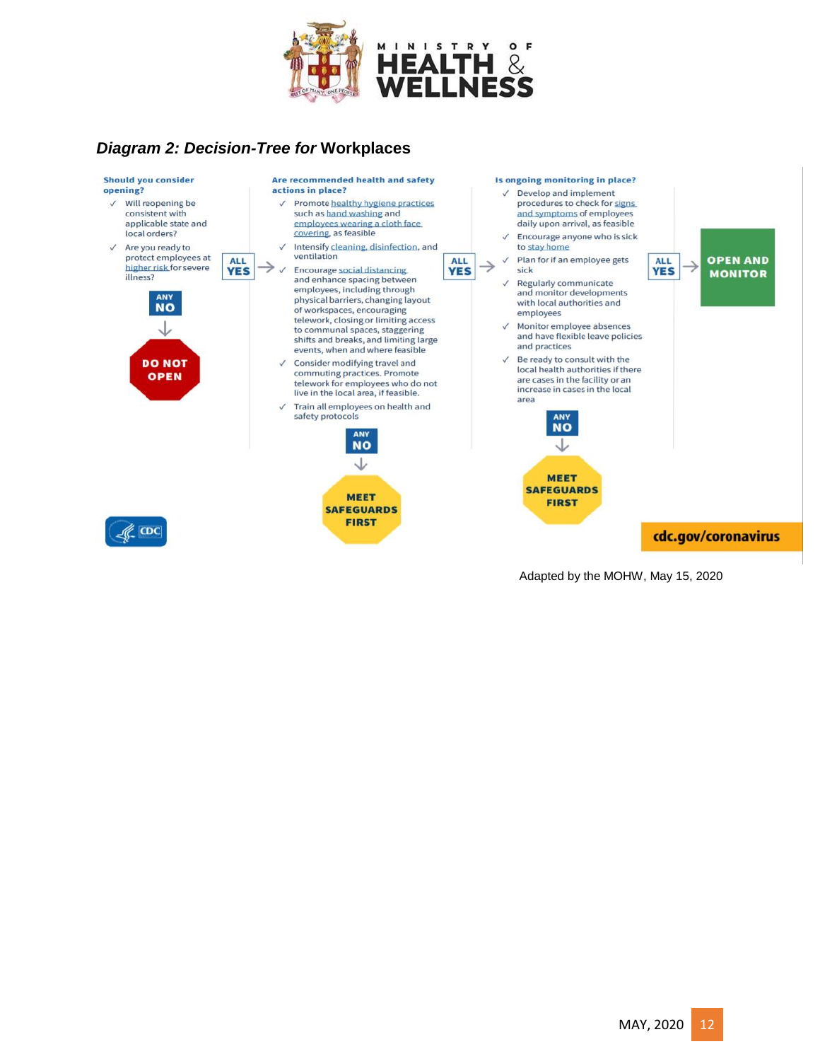## *Diagram 2: Decision-Tree for* Workplaces

**Should you consider opening?**

- ✓ Will reopening be consistent with applicable state and local orders?
- ✓ Are you ready to protect employees at higher risk for severe illness?

**ANY NO** → **DO NOT OPEN**

**ALL YES** →

**Are recommended health and safety actions in place?**

- ✓ Promote healthy hygiene practices such as hand washing and employees wearing a cloth face covering, as feasible
- ✓ Intensify cleaning, disinfection, and ventilation
- ✓ Encourage social distancing and enhance spacing between employees, including through physical barriers, changing layout of workspaces, encouraging telework, closing or limiting access to communal spaces, staggering shifts and breaks, and limiting large events, when and where feasible
- ✓ Consider modifying travel and commuting practices. Promote telework for employees who do not live in the local area, if feasible.
- ✓ Train all employees on health and safety protocols

**ANY NO** → **MEET SAFEGUARDS FIRST**

**ALL YES** →

**Is ongoing monitoring in place?**

- ✓ Develop and implement procedures to check for signs and symptoms of employees daily upon arrival, as feasible
- ✓ Encourage anyone who is sick to stay home
- ✓ Plan for if an employee gets sick
- ✓ Regularly communicate and monitor developments with local authorities and employees
- ✓ Monitor employee absences and have flexible leave policies and practices
- ✓ Be ready to consult with the local health authorities if there are cases in the facility or an increase in cases in the local area

**ANY NO** → **MEET SAFEGUARDS FIRST**

**ALL YES** → **OPEN AND MONITOR**

CDC — cdc.gov/coronavirus

Adapted by the MOHW, May 15, 2020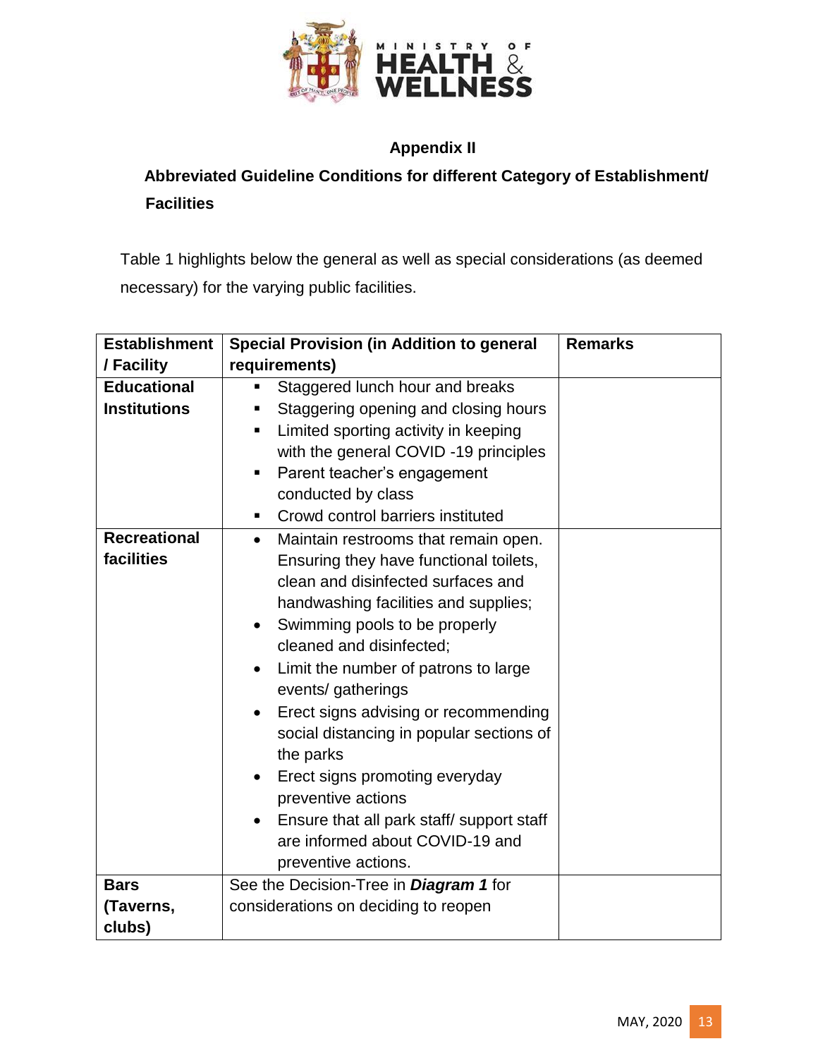## Appendix II

### Abbreviated Guideline Conditions for different Category of Establishment/ Facilities

Table 1 highlights below the general as well as special considerations (as deemed necessary) for the varying public facilities.

| Establishment / Facility | Special Provision (in Addition to general requirements) | Remarks |
|---|---|---|
| **Educational Institutions** | ▪ Staggered lunch hour and breaks<br>▪ Staggering opening and closing hours<br>▪ Limited sporting activity in keeping with the general COVID -19 principles<br>▪ Parent teacher's engagement conducted by class<br>▪ Crowd control barriers instituted | |
| **Recreational facilities** | • Maintain restrooms that remain open. Ensuring they have functional toilets, clean and disinfected surfaces and handwashing facilities and supplies;<br>• Swimming pools to be properly cleaned and disinfected;<br>• Limit the number of patrons to large events/ gatherings<br>• Erect signs advising or recommending social distancing in popular sections of the parks<br>• Erect signs promoting everyday preventive actions<br>• Ensure that all park staff/ support staff are informed about COVID-19 and preventive actions. | |
| **Bars (Taverns, clubs)** | See the Decision-Tree in ***Diagram 1*** for considerations on deciding to reopen | |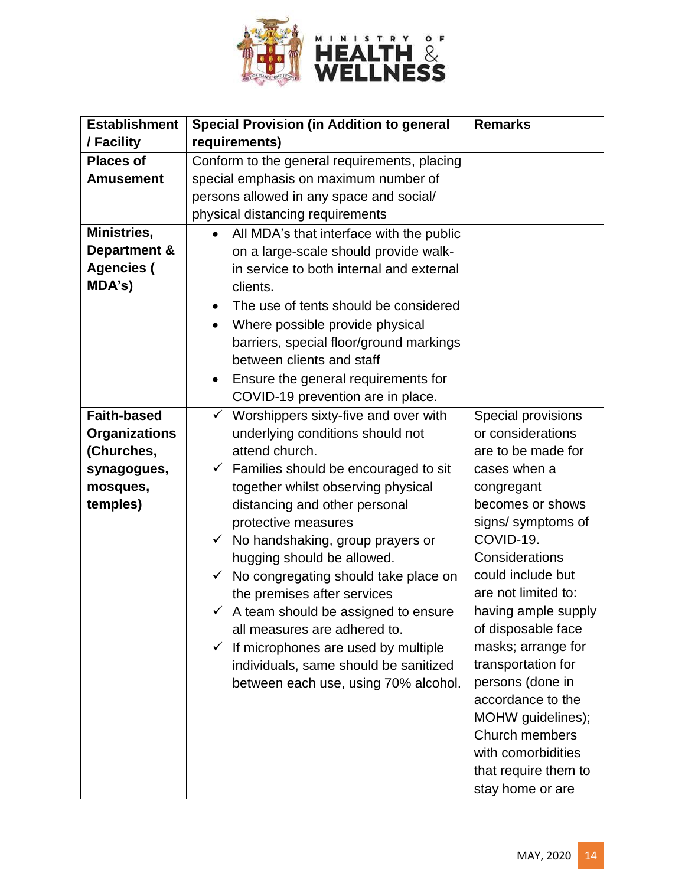| Establishment / Facility | Special Provision (in Addition to general requirements) | Remarks |
|---|---|---|
| **Places of Amusement** | Conform to the general requirements, placing special emphasis on maximum number of persons allowed in any space and social/ physical distancing requirements | |
| **Ministries, Department & Agencies ( MDA's)** | • All MDA's that interface with the public on a large-scale should provide walk-in service to both internal and external clients. <br> • The use of tents should be considered <br> • Where possible provide physical barriers, special floor/ground markings between clients and staff <br> • Ensure the general requirements for COVID-19 prevention are in place. | |
| **Faith-based Organizations (Churches, synagogues, mosques, temples)** | ✓ Worshippers sixty-five and over with underlying conditions should not attend church. <br> ✓ Families should be encouraged to sit together whilst observing physical distancing and other personal protective measures <br> ✓ No handshaking, group prayers or hugging should be allowed. <br> ✓ No congregating should take place on the premises after services <br> ✓ A team should be assigned to ensure all measures are adhered to. <br> ✓ If microphones are used by multiple individuals, same should be sanitized between each use, using 70% alcohol. | Special provisions or considerations are to be made for cases when a congregant becomes or shows signs/ symptoms of COVID-19. Considerations could include but are not limited to: having ample supply of disposable face masks; arrange for transportation for persons (done in accordance to the MOHW guidelines); Church members with comorbidities that require them to stay home or are |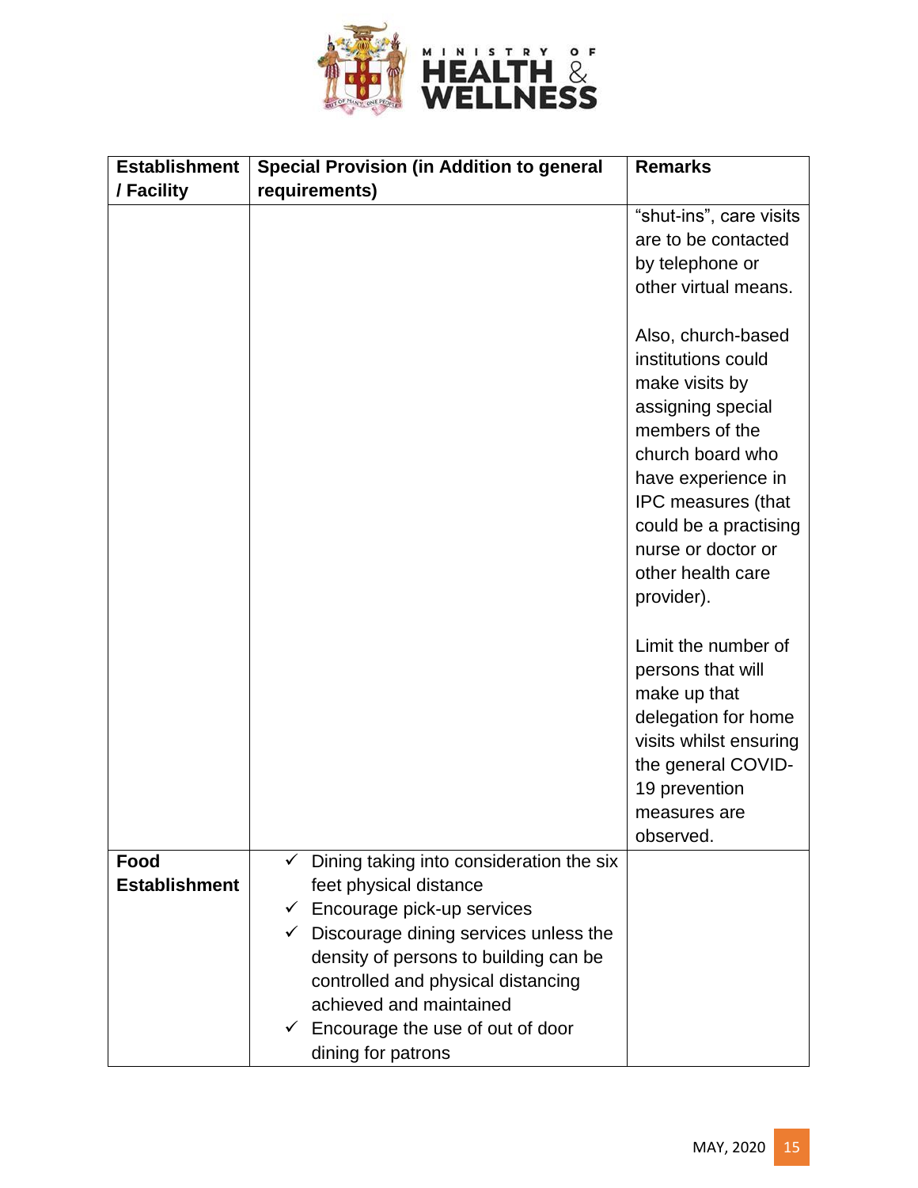| Establishment / Facility | Special Provision (in Addition to general requirements) | Remarks |
|---|---|---|
| | | "shut-ins", care visits are to be contacted by telephone or other virtual means.<br><br>Also, church-based institutions could make visits by assigning special members of the church board who have experience in IPC measures (that could be a practising nurse or doctor or other health care provider).<br><br>Limit the number of persons that will make up that delegation for home visits whilst ensuring the general COVID-19 prevention measures are observed. |
| **Food Establishment** | ✓ Dining taking into consideration the six feet physical distance<br>✓ Encourage pick-up services<br>✓ Discourage dining services unless the density of persons to building can be controlled and physical distancing achieved and maintained<br>✓ Encourage the use of out of door dining for patrons | |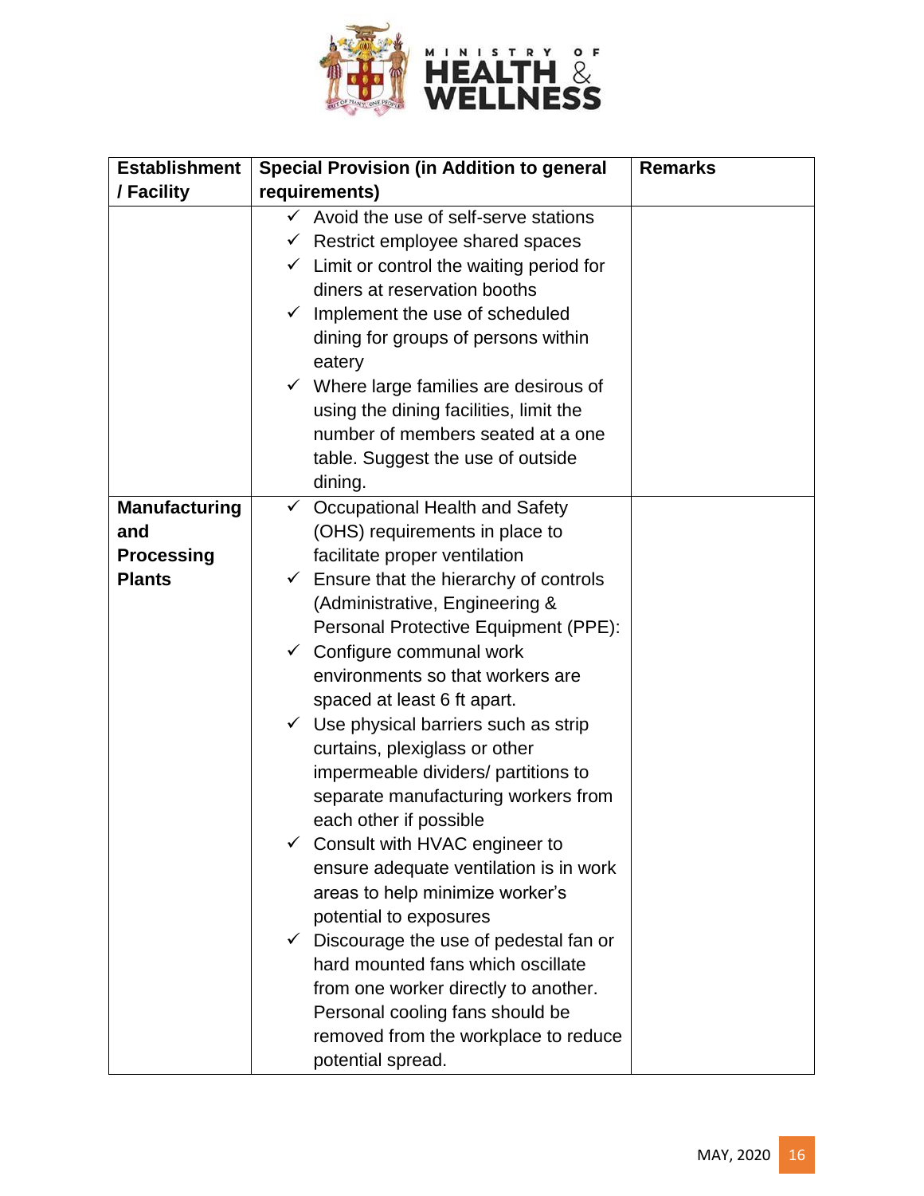| Establishment / Facility | Special Provision (in Addition to general requirements) | Remarks |
|---|---|---|
| | ✓ Avoid the use of self-serve stations<br>✓ Restrict employee shared spaces<br>✓ Limit or control the waiting period for diners at reservation booths<br>✓ Implement the use of scheduled dining for groups of persons within eatery<br>✓ Where large families are desirous of using the dining facilities, limit the number of members seated at a one table. Suggest the use of outside dining. | |
| **Manufacturing and Processing Plants** | ✓ Occupational Health and Safety (OHS) requirements in place to facilitate proper ventilation<br>✓ Ensure that the hierarchy of controls (Administrative, Engineering & Personal Protective Equipment (PPE):<br>✓ Configure communal work environments so that workers are spaced at least 6 ft apart.<br>✓ Use physical barriers such as strip curtains, plexiglass or other impermeable dividers/ partitions to separate manufacturing workers from each other if possible<br>✓ Consult with HVAC engineer to ensure adequate ventilation is in work areas to help minimize worker's potential to exposures<br>✓ Discourage the use of pedestal fan or hard mounted fans which oscillate from one worker directly to another. Personal cooling fans should be removed from the workplace to reduce potential spread. | |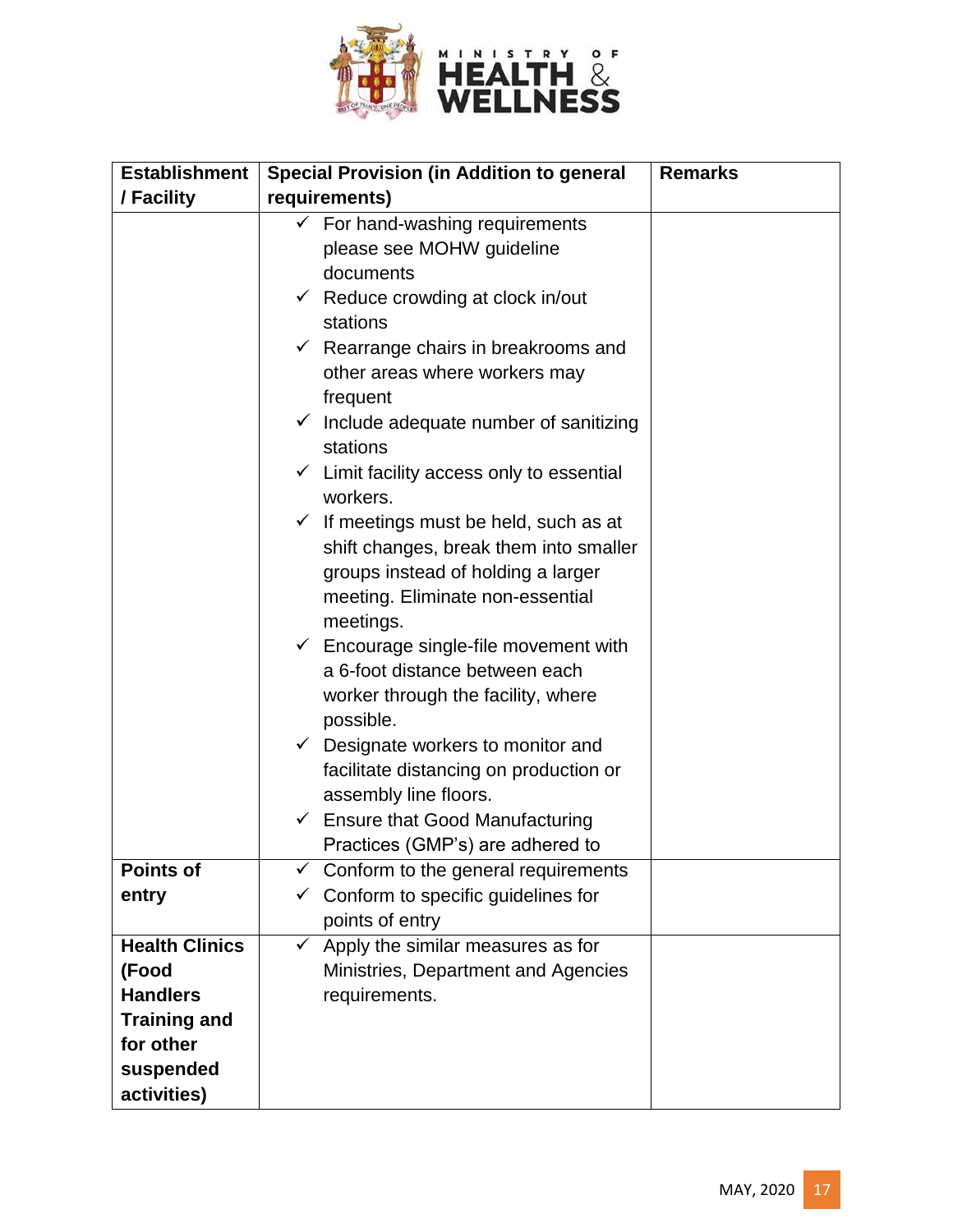| Establishment / Facility | Special Provision (in Addition to general requirements) | Remarks |
|---|---|---|
| | ✓ For hand-washing requirements please see MOHW guideline documents<br>✓ Reduce crowding at clock in/out stations<br>✓ Rearrange chairs in breakrooms and other areas where workers may frequent<br>✓ Include adequate number of sanitizing stations<br>✓ Limit facility access only to essential workers.<br>✓ If meetings must be held, such as at shift changes, break them into smaller groups instead of holding a larger meeting. Eliminate non-essential meetings.<br>✓ Encourage single-file movement with a 6-foot distance between each worker through the facility, where possible.<br>✓ Designate workers to monitor and facilitate distancing on production or assembly line floors.<br>✓ Ensure that Good Manufacturing Practices (GMP's) are adhered to | |
| **Points of entry** | ✓ Conform to the general requirements<br>✓ Conform to specific guidelines for points of entry | |
| **Health Clinics (Food Handlers Training and for other suspended activities)** | ✓ Apply the similar measures as for Ministries, Department and Agencies requirements. | |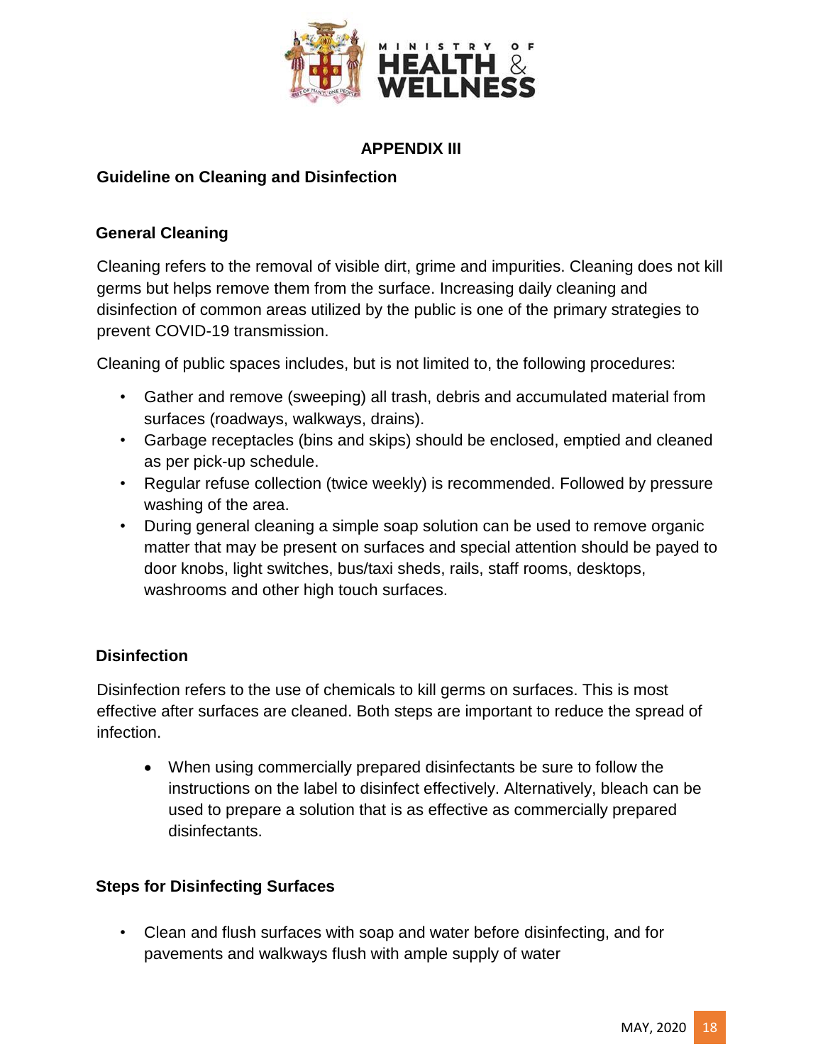## APPENDIX III

### Guideline on Cleaning and Disinfection

### General Cleaning

Cleaning refers to the removal of visible dirt, grime and impurities. Cleaning does not kill germs but helps remove them from the surface. Increasing daily cleaning and disinfection of common areas utilized by the public is one of the primary strategies to prevent COVID-19 transmission.

Cleaning of public spaces includes, but is not limited to, the following procedures:

- Gather and remove (sweeping) all trash, debris and accumulated material from surfaces (roadways, walkways, drains).
- Garbage receptacles (bins and skips) should be enclosed, emptied and cleaned as per pick-up schedule.
- Regular refuse collection (twice weekly) is recommended. Followed by pressure washing of the area.
- During general cleaning a simple soap solution can be used to remove organic matter that may be present on surfaces and special attention should be payed to door knobs, light switches, bus/taxi sheds, rails, staff rooms, desktops, washrooms and other high touch surfaces.

### Disinfection

Disinfection refers to the use of chemicals to kill germs on surfaces. This is most effective after surfaces are cleaned. Both steps are important to reduce the spread of infection.

- When using commercially prepared disinfectants be sure to follow the instructions on the label to disinfect effectively. Alternatively, bleach can be used to prepare a solution that is as effective as commercially prepared disinfectants.

### Steps for Disinfecting Surfaces

- Clean and flush surfaces with soap and water before disinfecting, and for pavements and walkways flush with ample supply of water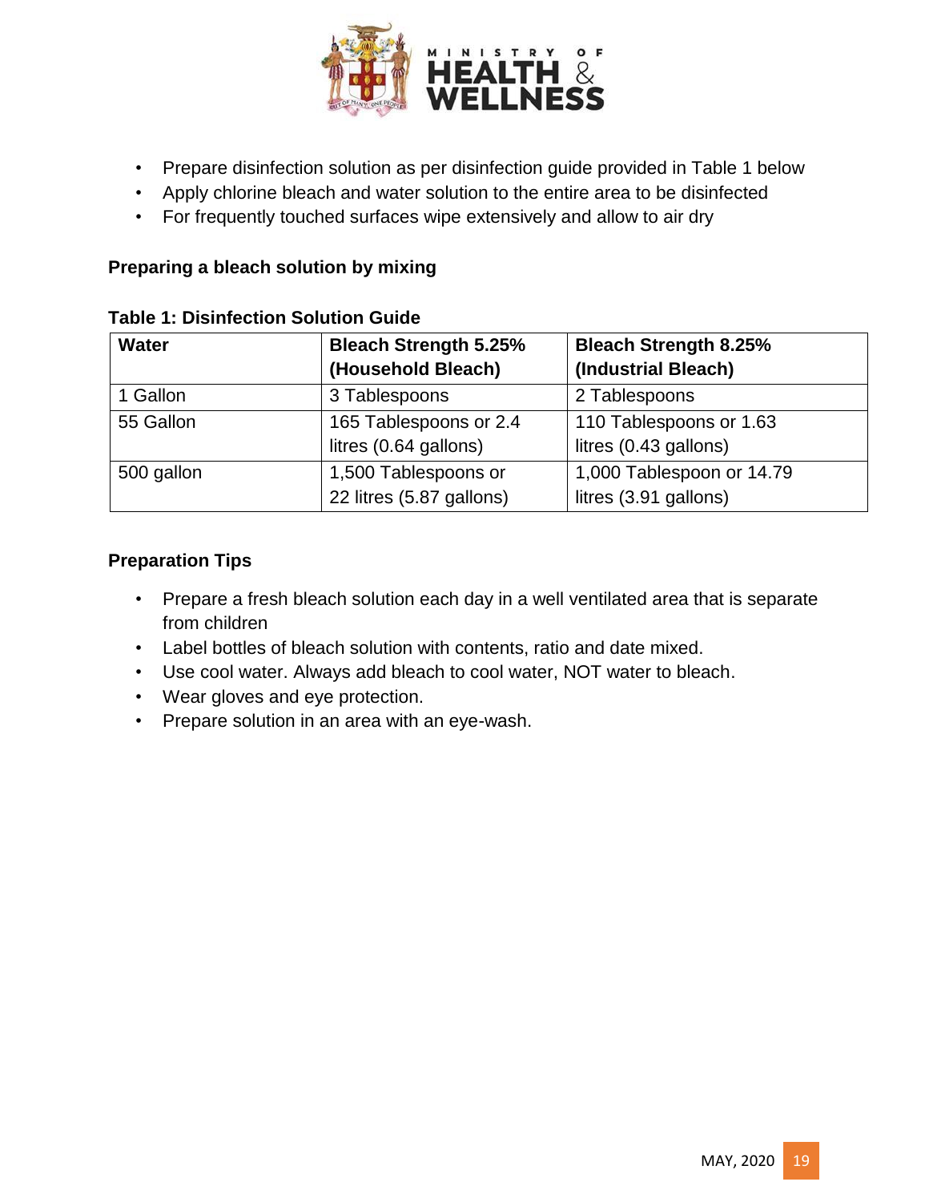- Prepare disinfection solution as per disinfection guide provided in Table 1 below
- Apply chlorine bleach and water solution to the entire area to be disinfected
- For frequently touched surfaces wipe extensively and allow to air dry

**Preparing a bleach solution by mixing**

**Table 1: Disinfection Solution Guide**

| **Water** | **Bleach Strength 5.25% (Household Bleach)** | **Bleach Strength 8.25% (Industrial Bleach)** |
|---|---|---|
| 1 Gallon | 3 Tablespoons | 2 Tablespoons |
| 55 Gallon | 165 Tablespoons or 2.4 litres (0.64 gallons) | 110 Tablespoons or 1.63 litres (0.43 gallons) |
| 500 gallon | 1,500 Tablespoons or 22 litres (5.87 gallons) | 1,000 Tablespoon or 14.79 litres (3.91 gallons) |

**Preparation Tips**

- Prepare a fresh bleach solution each day in a well ventilated area that is separate from children
- Label bottles of bleach solution with contents, ratio and date mixed.
- Use cool water. Always add bleach to cool water, NOT water to bleach.
- Wear gloves and eye protection.
- Prepare solution in an area with an eye-wash.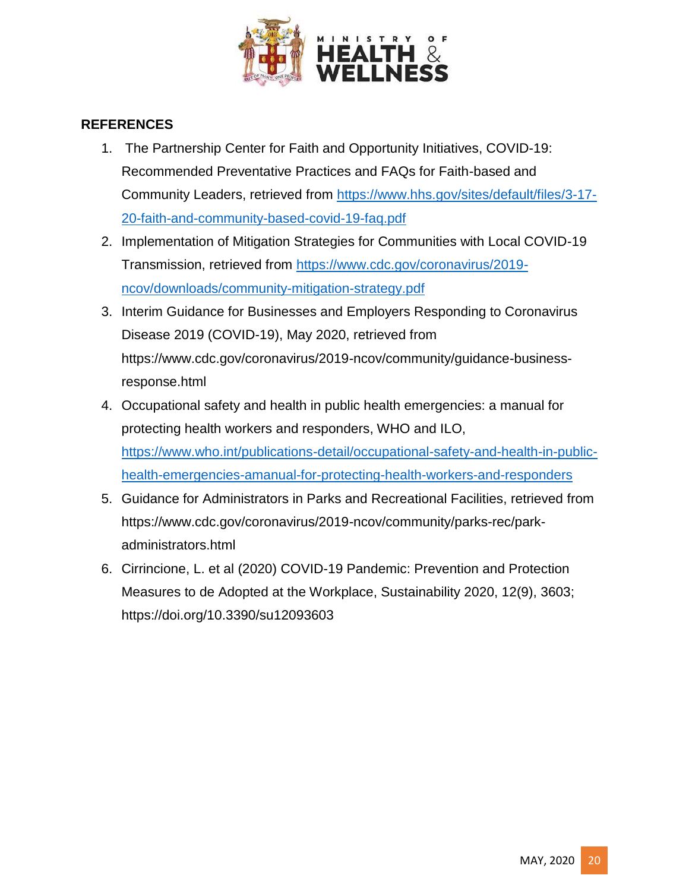## REFERENCES

1. The Partnership Center for Faith and Opportunity Initiatives, COVID-19: Recommended Preventative Practices and FAQs for Faith-based and Community Leaders, retrieved from https://www.hhs.gov/sites/default/files/3-17-20-faith-and-community-based-covid-19-faq.pdf
2. Implementation of Mitigation Strategies for Communities with Local COVID-19 Transmission, retrieved from https://www.cdc.gov/coronavirus/2019-ncov/downloads/community-mitigation-strategy.pdf
3. Interim Guidance for Businesses and Employers Responding to Coronavirus Disease 2019 (COVID-19), May 2020, retrieved from https://www.cdc.gov/coronavirus/2019-ncov/community/guidance-business-response.html
4. Occupational safety and health in public health emergencies: a manual for protecting health workers and responders, WHO and ILO, https://www.who.int/publications-detail/occupational-safety-and-health-in-public-health-emergencies-amanual-for-protecting-health-workers-and-responders
5. Guidance for Administrators in Parks and Recreational Facilities, retrieved from https://www.cdc.gov/coronavirus/2019-ncov/community/parks-rec/park-administrators.html
6. Cirrincione, L. et al (2020) COVID-19 Pandemic: Prevention and Protection Measures to de Adopted at the Workplace, Sustainability 2020, 12(9), 3603; https://doi.org/10.3390/su12093603